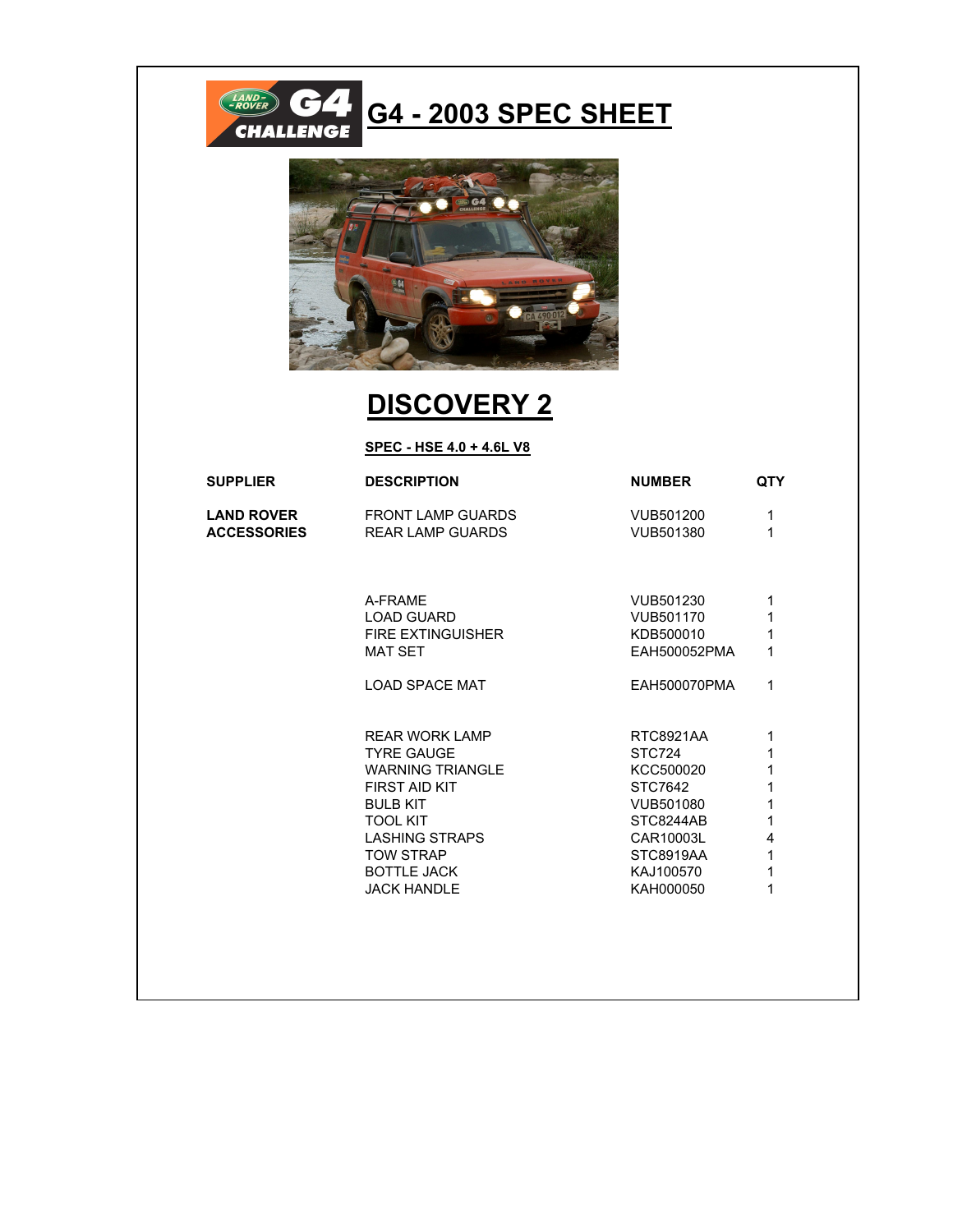# G4 - 2003 SPEC SHEET

## DISCOVERY 2

**SPEC - HSE 4.0 + 4.6L V8**

| SUPPLIER | DESCRIPTION | NUMBER | QTY |
|---|---|---|---|
| LAND ROVER ACCESSORIES | FRONT LAMP GUARDS | VUB501200 | 1 |
| | REAR LAMP GUARDS | VUB501380 | 1 |
| | | | |
| | A-FRAME | VUB501230 | 1 |
| | LOAD GUARD | VUB501170 | 1 |
| | FIRE EXTINGUISHER | KDB500010 | 1 |
| | MAT SET | EAH500052PMA | 1 |
| | | | |
| | LOAD SPACE MAT | EAH500070PMA | 1 |
| | | | |
| | REAR WORK LAMP | RTC8921AA | 1 |
| | TYRE GAUGE | STC724 | 1 |
| | WARNING TRIANGLE | KCC500020 | 1 |
| | FIRST AID KIT | STC7642 | 1 |
| | BULB KIT | VUB501080 | 1 |
| | TOOL KIT | STC8244AB | 1 |
| | LASHING STRAPS | CAR10003L | 4 |
| | TOW STRAP | STC8919AA | 1 |
| | BOTTLE JACK | KAJ100570 | 1 |
| | JACK HANDLE | KAH000050 | 1 |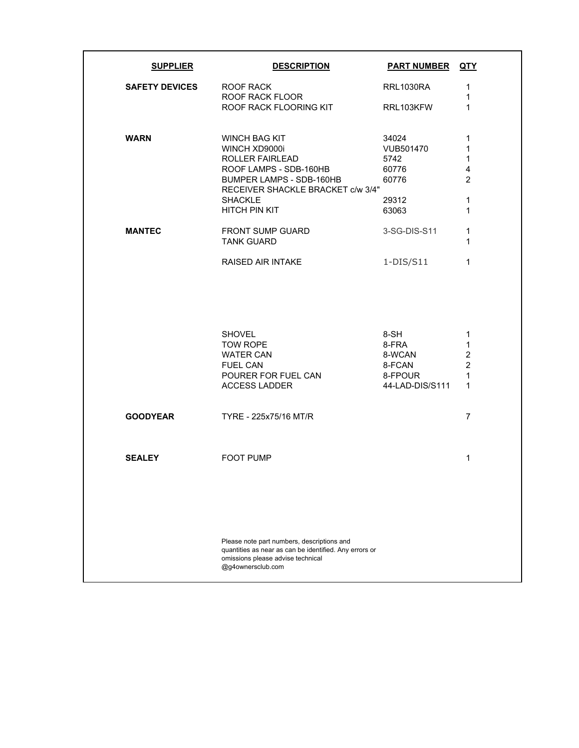| SUPPLIER | DESCRIPTION | PART NUMBER | QTY |
|---|---|---|---|
| **SAFETY DEVICES** | ROOF RACK | RRL1030RA | 1 |
| | ROOF RACK FLOOR | | 1 |
| | ROOF RACK FLOORING KIT | RRL103KFW | 1 |
| **WARN** | WINCH BAG KIT | 34024 | 1 |
| | WINCH XD9000i | VUB501470 | 1 |
| | ROLLER FAIRLEAD | 5742 | 1 |
| | ROOF LAMPS - SDB-160HB | 60776 | 4 |
| | BUMPER LAMPS - SDB-160HB | 60776 | 2 |
| | RECEIVER SHACKLE BRACKET c/w 3/4" SHACKLE | 29312 | 1 |
| | HITCH PIN KIT | 63063 | 1 |
| **MANTEC** | FRONT SUMP GUARD | 3-SG-DIS-S11 | 1 |
| | TANK GUARD | | 1 |
| | RAISED AIR INTAKE | 1-DIS/S11 | 1 |
| | SHOVEL | 8-SH | 1 |
| | TOW ROPE | 8-FRA | 1 |
| | WATER CAN | 8-WCAN | 2 |
| | FUEL CAN | 8-FCAN | 2 |
| | POURER FOR FUEL CAN | 8-FPOUR | 1 |
| | ACCESS LADDER | 44-LAD-DIS/S111 | 1 |
| **GOODYEAR** | TYRE - 225x75/16 MT/R | | 7 |
| **SEALEY** | FOOT PUMP | | 1 |

Please note part numbers, descriptions and quantities as near as can be identified. Any errors or omissions please advise technical @g4ownersclub.com